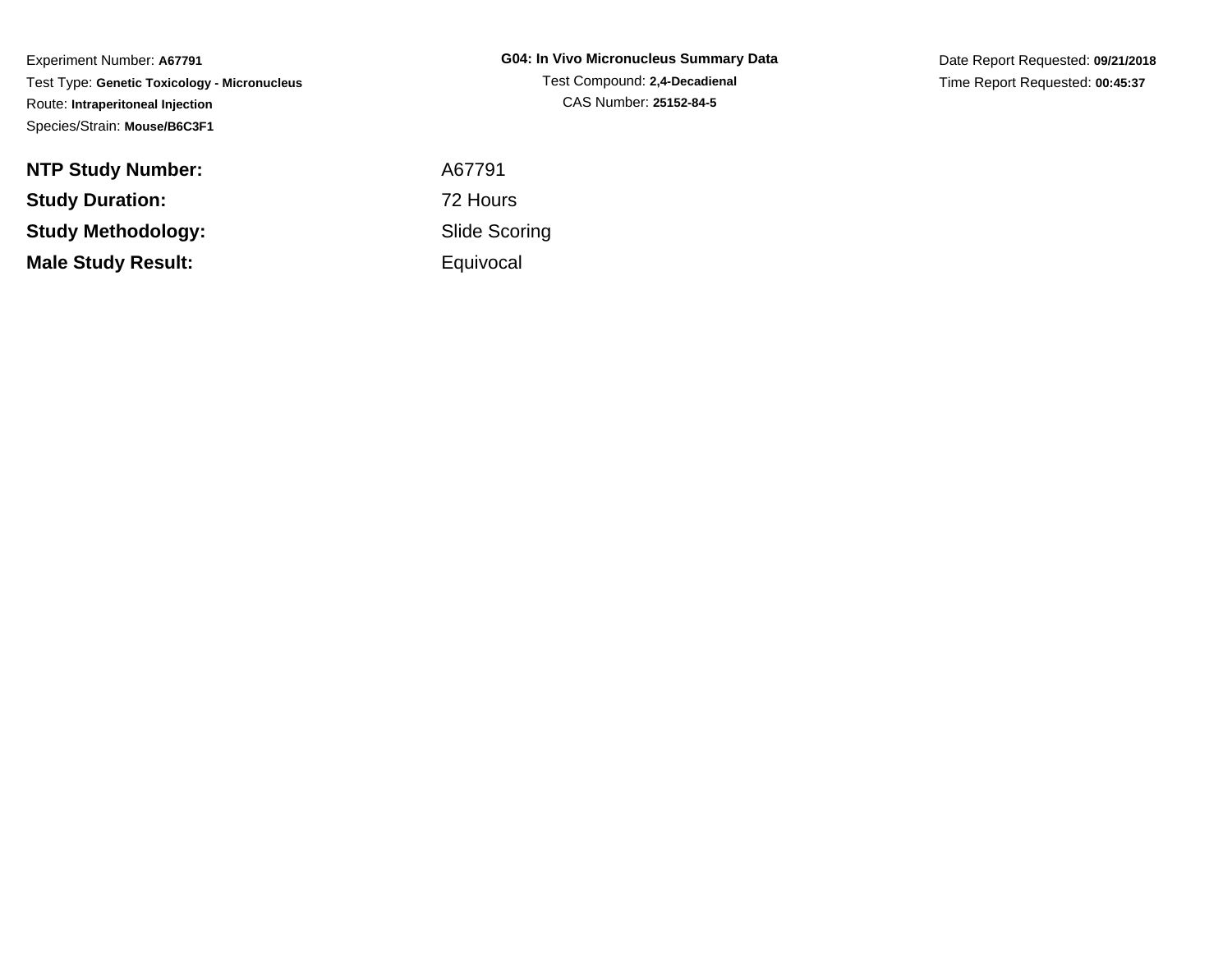Experiment Number: **A67791**
Test Type: **Genetic Toxicology - Micronucleus**
Route: **Intraperitoneal Injection**
Species/Strain: **Mouse/B6C3F1**

**G04: In Vivo Micronucleus Summary Data**
Test Compound: **2,4-Decadienal**
CAS Number: **25152-84-5**

Date Report Requested: **09/21/2018**
Time Report Requested: **00:45:37**

| | |
|---|---|
| **NTP Study Number:** | A67791 |
| **Study Duration:** | 72 Hours |
| **Study Methodology:** | Slide Scoring |
| **Male Study Result:** | Equivocal |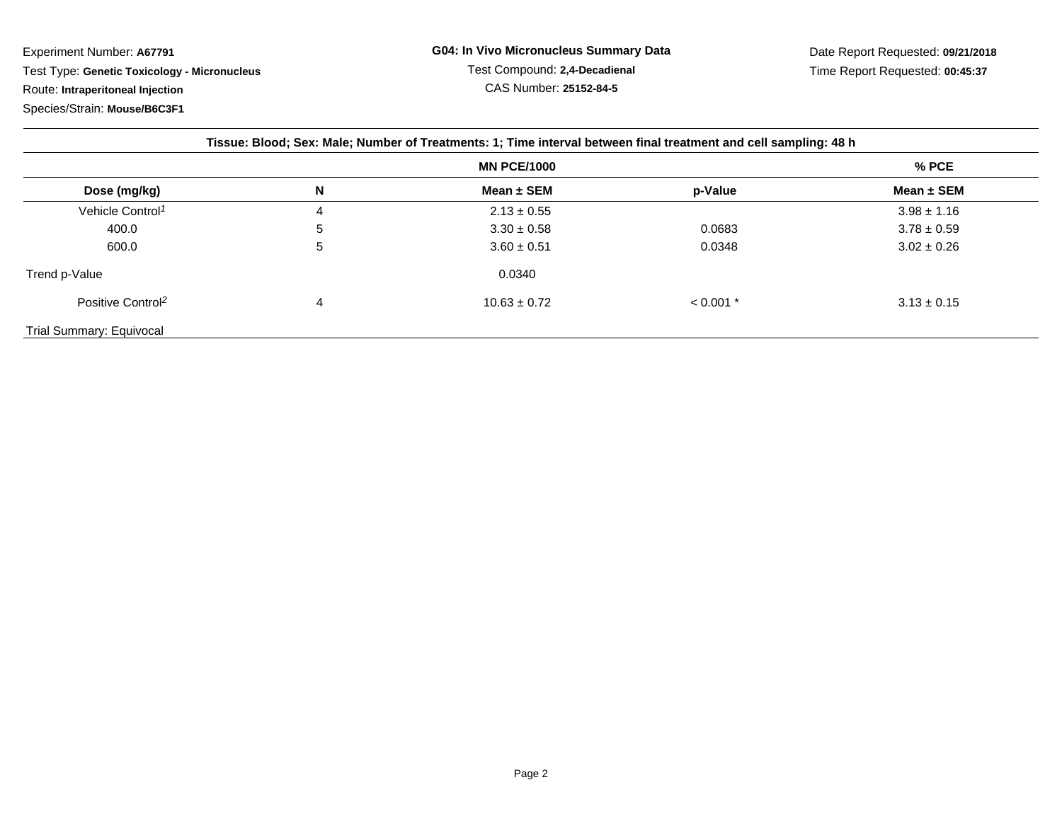Experiment Number: **A67791**
Test Type: **Genetic Toxicology - Micronucleus**
Route: **Intraperitoneal Injection**
Species/Strain: **Mouse/B6C3F1**

**G04: In Vivo Micronucleus Summary Data**
Test Compound: **2,4-Decadienal**
CAS Number: **25152-84-5**

Date Report Requested: **09/21/2018**
Time Report Requested: **00:45:37**

**Tissue: Blood; Sex: Male; Number of Treatments: 1; Time interval between final treatment and cell sampling: 48 h**

| | | MN PCE/1000 | | % PCE |
|---|---|---|---|---|
| **Dose (mg/kg)** | **N** | **Mean ± SEM** | **p-Value** | **Mean ± SEM** |
| Vehicle Control[1] | 4 | 2.13 ± 0.55 | | 3.98 ± 1.16 |
| 400.0 | 5 | 3.30 ± 0.58 | 0.0683 | 3.78 ± 0.59 |
| 600.0 | 5 | 3.60 ± 0.51 | 0.0348 | 3.02 ± 0.26 |
| Trend p-Value | | 0.0340 | | |
| Positive Control[2] | 4 | 10.63 ± 0.72 | < 0.001 * | 3.13 ± 0.15 |

Trial Summary: Equivocal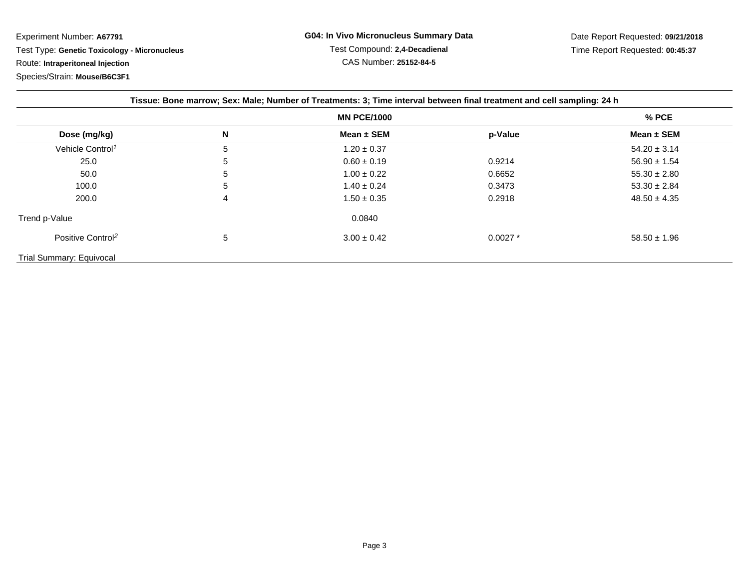Experiment Number: **A67791**
Test Type: **Genetic Toxicology - Micronucleus**
Route: **Intraperitoneal Injection**
Species/Strain: **Mouse/B6C3F1**

**G04: In Vivo Micronucleus Summary Data**
Test Compound: **2,4-Decadienal**
CAS Number: **25152-84-5**

Date Report Requested: **09/21/2018**
Time Report Requested: **00:45:37**

**Tissue: Bone marrow; Sex: Male; Number of Treatments: 3; Time interval between final treatment and cell sampling: 24 h**

| | | MN PCE/1000 | | % PCE |
|---|---|---|---|---|
| **Dose (mg/kg)** | **N** | **Mean ± SEM** | **p-Value** | **Mean ± SEM** |
| Vehicle Control[1] | 5 | 1.20 ± 0.37 | | 54.20 ± 3.14 |
| 25.0 | 5 | 0.60 ± 0.19 | 0.9214 | 56.90 ± 1.54 |
| 50.0 | 5 | 1.00 ± 0.22 | 0.6652 | 55.30 ± 2.80 |
| 100.0 | 5 | 1.40 ± 0.24 | 0.3473 | 53.30 ± 2.84 |
| 200.0 | 4 | 1.50 ± 0.35 | 0.2918 | 48.50 ± 4.35 |
| Trend p-Value | | 0.0840 | | |
| Positive Control[2] | 5 | 3.00 ± 0.42 | 0.0027 * | 58.50 ± 1.96 |

Trial Summary: Equivocal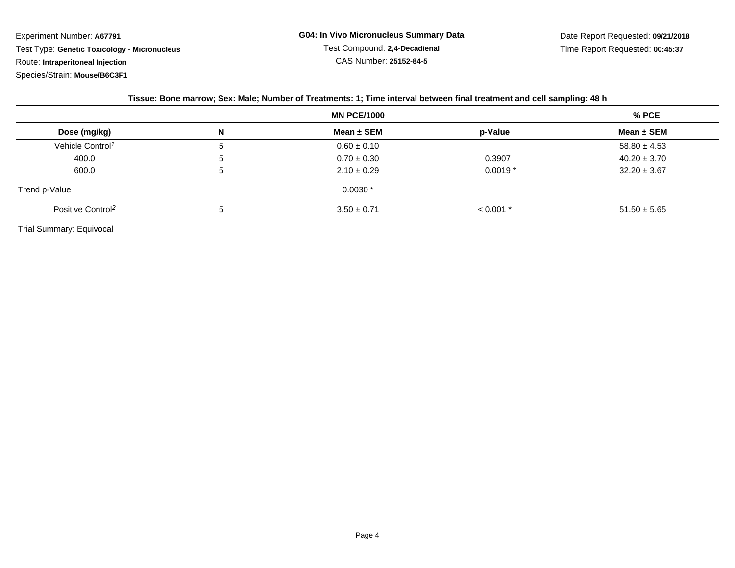Experiment Number: **A67791**

Test Type: **Genetic Toxicology - Micronucleus**

Route: **Intraperitoneal Injection**

Species/Strain: **Mouse/B6C3F1**

**G04: In Vivo Micronucleus Summary Data**

Test Compound: **2,4-Decadienal**

CAS Number: **25152-84-5**

Date Report Requested: **09/21/2018**

Time Report Requested: **00:45:37**

**Tissue: Bone marrow; Sex: Male; Number of Treatments: 1; Time interval between final treatment and cell sampling: 48 h**

| | | MN PCE/1000 | | % PCE |
|---|---|---|---|---|
| **Dose (mg/kg)** | **N** | **Mean ± SEM** | **p-Value** | **Mean ± SEM** |
| Vehicle Control[1] | 5 | 0.60 ± 0.10 | | 58.80 ± 4.53 |
| 400.0 | 5 | 0.70 ± 0.30 | 0.3907 | 40.20 ± 3.70 |
| 600.0 | 5 | 2.10 ± 0.29 | 0.0019 * | 32.20 ± 3.67 |
| Trend p-Value | | 0.0030 * | | |
| Positive Control[2] | 5 | 3.50 ± 0.71 | < 0.001 * | 51.50 ± 5.65 |

Trial Summary: Equivocal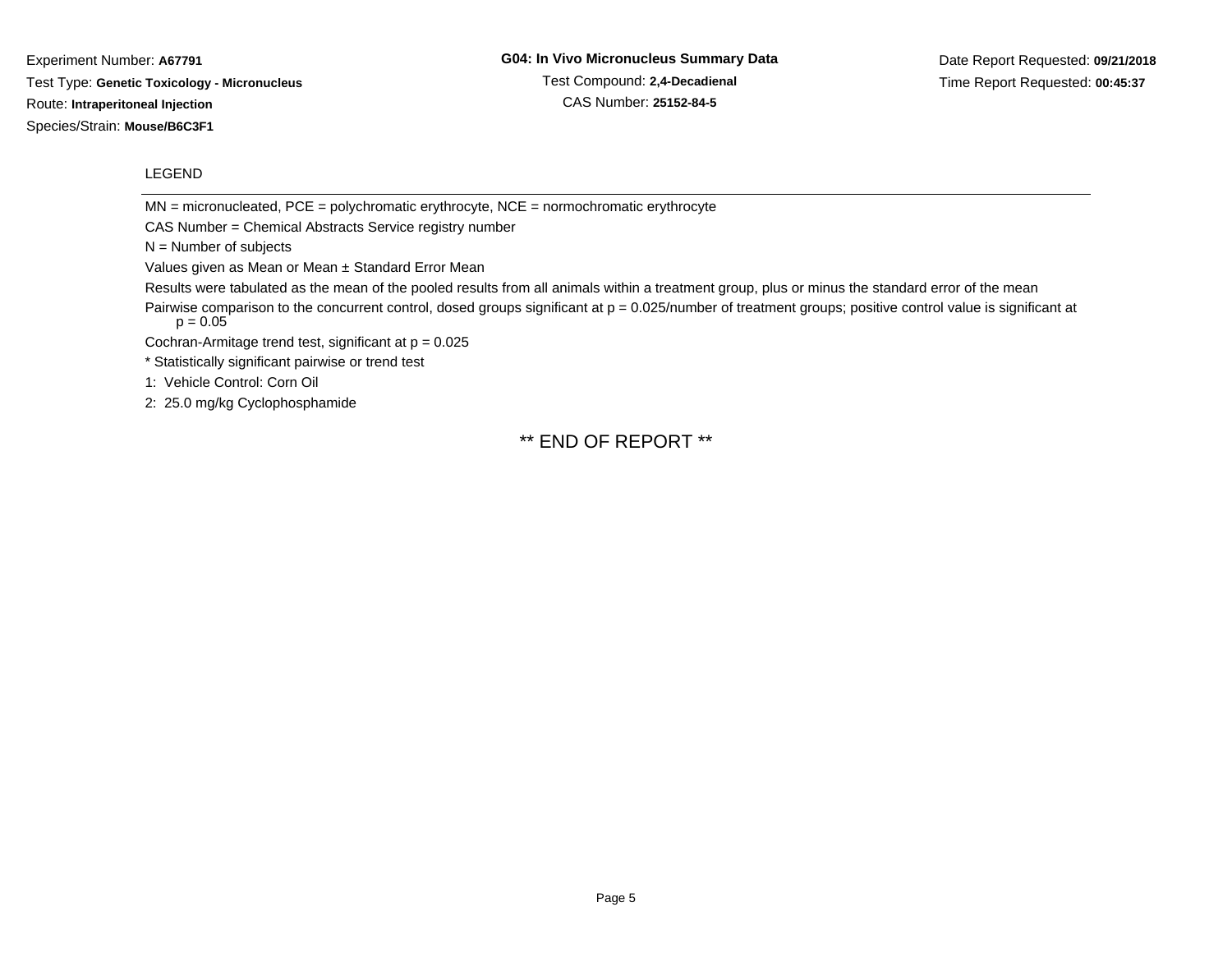Experiment Number: **A67791**

Test Type: **Genetic Toxicology - Micronucleus**

Route: **Intraperitoneal Injection**

Species/Strain: **Mouse/B6C3F1**

**G04: In Vivo Micronucleus Summary Data**

Test Compound: **2,4-Decadienal**

CAS Number: **25152-84-5**

Date Report Requested: **09/21/2018**

Time Report Requested: **00:45:37**

LEGEND

MN = micronucleated, PCE = polychromatic erythrocyte, NCE = normochromatic erythrocyte

CAS Number = Chemical Abstracts Service registry number

N = Number of subjects

Values given as Mean or Mean ± Standard Error Mean

Results were tabulated as the mean of the pooled results from all animals within a treatment group, plus or minus the standard error of the mean

Pairwise comparison to the concurrent control, dosed groups significant at p = 0.025/number of treatment groups; positive control value is significant at p = 0.05

Cochran-Armitage trend test, significant at p = 0.025

* Statistically significant pairwise or trend test

1: Vehicle Control: Corn Oil

2: 25.0 mg/kg Cyclophosphamide

** END OF REPORT **